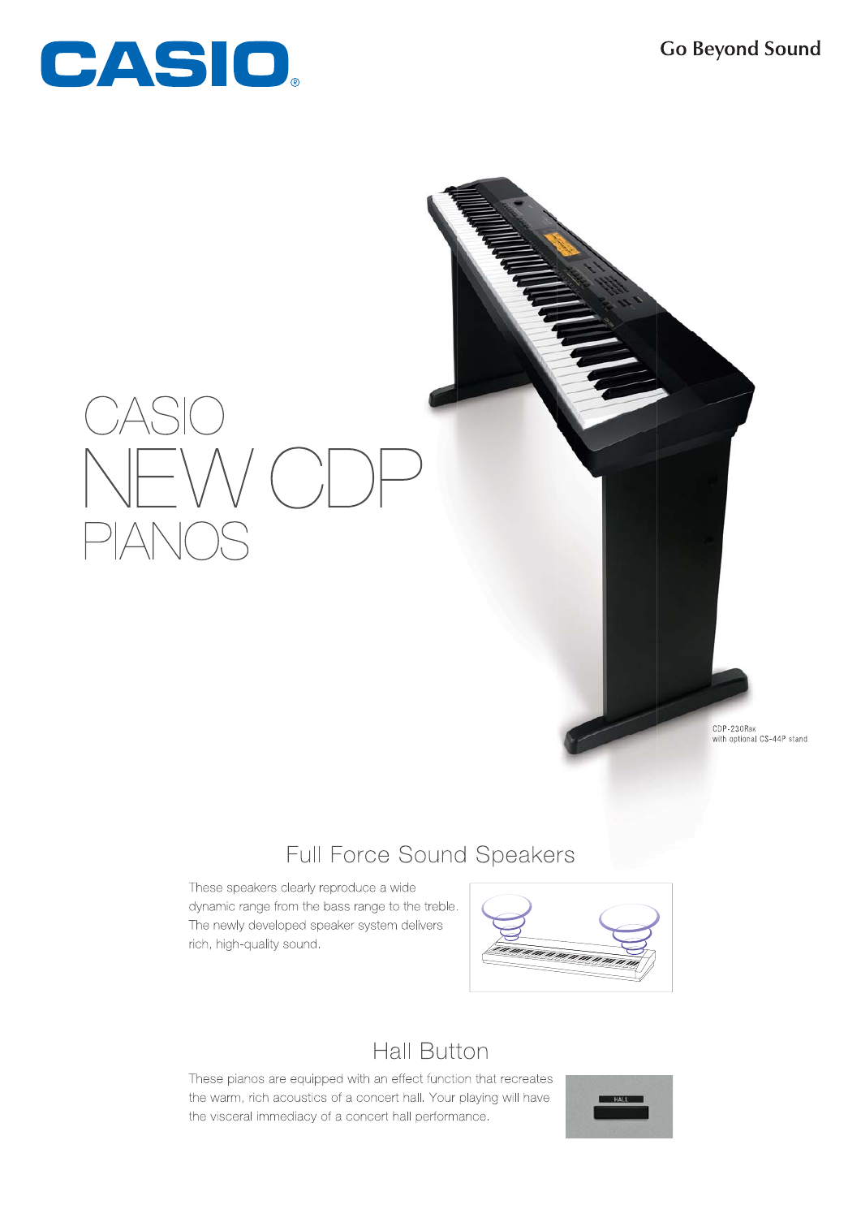CASIO

Go Beyond Sound

# CASIO NEW CDP PIANOS

CDP-230Rsk
with optional CS-44P stand

## Full Force Sound Speakers

These speakers clearly reproduce a wide dynamic range from the bass range to the treble. The newly developed speaker system delivers rich, high-quality sound.

## Hall Button

These pianos are equipped with an effect function that recreates the warm, rich acoustics of a concert hall. Your playing will have the visceral immediacy of a concert hall performance.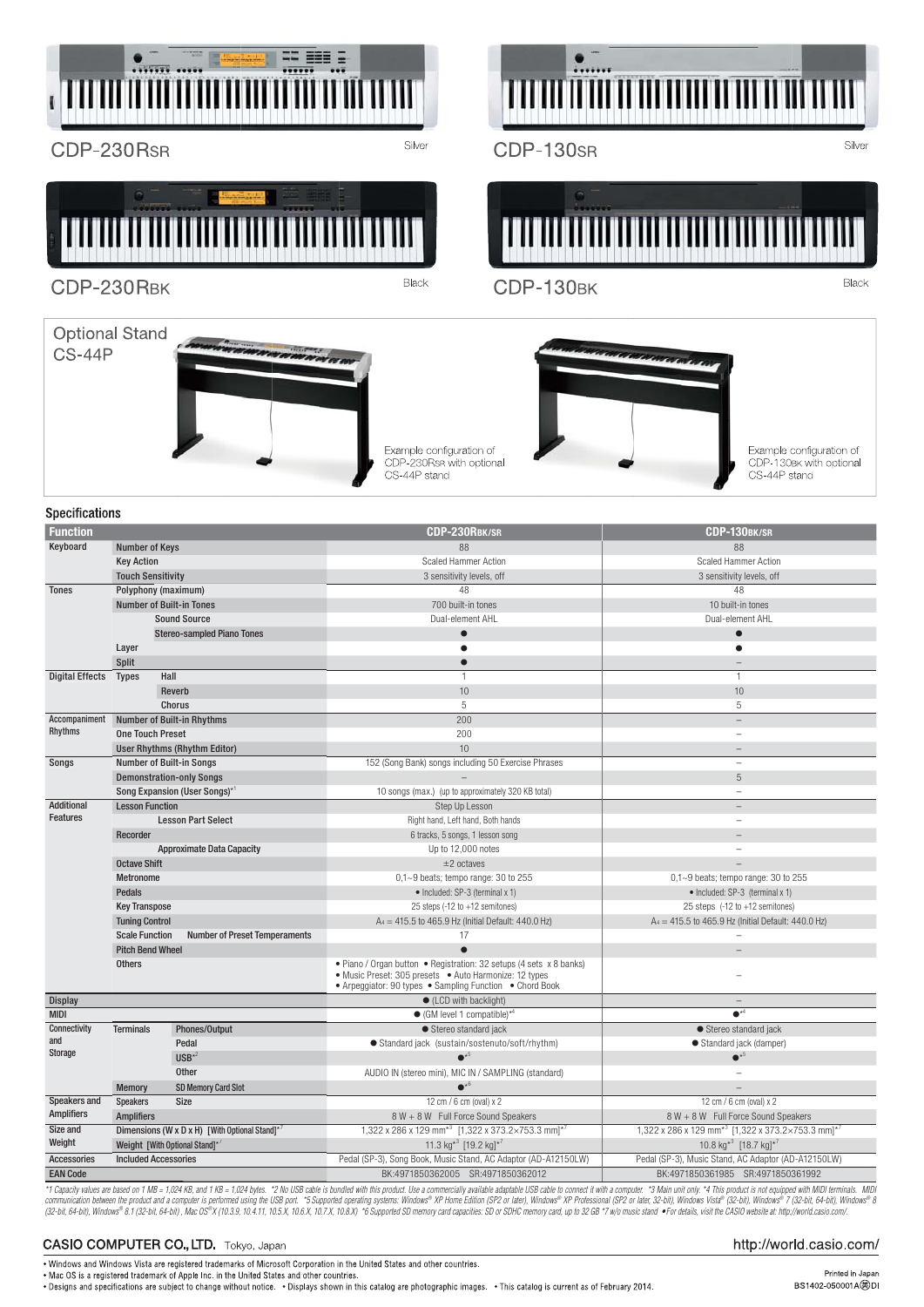CDP-230RSR Silver

CDP-130SR Silver

CDP-230RBK Black

CDP-130BK Black

Optional Stand CS-44P

Example configuration of CDP-230RSR with optional CS-44P stand

Example configuration of CDP-130BK with optional CS-44P stand

## Specifications

| Function | | | CDP-230RBK/SR | CDP-130BK/SR |
|---|---|---|---|---|
| Keyboard | Number of Keys | | 88 | 88 |
| | Key Action | | Scaled Hammer Action | Scaled Hammer Action |
| | Touch Sensitivity | | 3 sensitivity levels, off | 3 sensitivity levels, off |
| Tones | Polyphony (maximum) | | 48 | 48 |
| | Number of Built-in Tones | | 700 built-in tones | 10 built-in tones |
| | | Sound Source | Dual-element AHL | Dual-element AHL |
| | | Stereo-sampled Piano Tones | ● | ● |
| | Layer | | ● | ● |
| | Split | | ● | – |
| Digital Effects | Types | Hall | 1 | 1 |
| | | Reverb | 10 | 10 |
| | | Chorus | 5 | 5 |
| Accompaniment Rhythms | Number of Built-in Rhythms | | 200 | – |
| | One Touch Preset | | 200 | – |
| | User Rhythms (Rhythm Editor) | | 10 | – |
| Songs | Number of Built-in Songs | | 152 (Song Bank) songs including 50 Exercise Phrases | – |
| | Demonstration-only Songs | | – | 5 |
| | Song Expansion (User Songs)*1 | | 10 songs (max.) (up to approximately 320 KB total) | – |
| Additional Features | Lesson Function | | Step Up Lesson | – |
| | | Lesson Part Select | Right hand, Left hand, Both hands | – |
| | Recorder | | 6 tracks, 5 songs, 1 lesson song | – |
| | | Approximate Data Capacity | Up to 12,000 notes | – |
| | Octave Shift | | ±2 octaves | – |
| | Metronome | | 0,1~9 beats; tempo range: 30 to 255 | 0,1~9 beats; tempo range: 30 to 255 |
| | Pedals | | • Included: SP-3 (terminal x 1) | • Included: SP-3 (terminal x 1) |
| | Key Transpose | | 25 steps (-12 to +12 semitones) | 25 steps (-12 to +12 semitones) |
| | Tuning Control | | $A_4$ = 415.5 to 465.9 Hz (Initial Default: 440.0 Hz) | $A_4$ = 415.5 to 465.9 Hz (Initial Default: 440.0 Hz) |
| | Scale Function | Number of Preset Temperaments | 17 | – |
| | Pitch Bend Wheel | | ● | – |
| | Others | | • Piano / Organ button • Registration: 32 setups (4 sets x 8 banks) • Music Preset: 305 presets • Auto Harmonize: 12 types • Arpeggiator: 90 types • Sampling Function • Chord Book | – |
| Display | | | ● (LCD with backlight) | – |
| MIDI | | | ● (GM level 1 compatible)*4 | ●*4 |
| Connectivity and Storage | Terminals | Phones/Output | ● Stereo standard jack | ● Stereo standard jack |
| | | Pedal | ● Standard jack (sustain/sostenuto/soft/rhythm) | ● Standard jack (damper) |
| | | USB*2 | ●*5 | ●*5 |
| | | Other | AUDIO IN (stereo mini), MIC IN / SAMPLING (standard) | – |
| | Memory | SD Memory Card Slot | ●*6 | – |
| Speakers and Amplifiers | Speakers | Size | 12 cm / 6 cm (oval) x 2 | 12 cm / 6 cm (oval) x 2 |
| | Amplifiers | | 8 W + 8 W Full Force Sound Speakers | 8 W + 8 W Full Force Sound Speakers |
| Size and Weight | Dimensions (W x D x H) [With Optional Stand]*7 | | 1,322 x 286 x 129 mm*3 [1,322 x 373.2×753.3 mm]*7 | 1,322 x 286 x 129 mm*3 [1,322 x 373.2×753.3 mm]*7 |
| | Weight [With Optional Stand]*7 | | 11.3 kg*3 [19.2 kg]*7 | 10.8 kg*3 [18.7 kg]*7 |
| Accessories | Included Accessories | | Pedal (SP-3), Song Book, Music Stand, AC Adaptor (AD-A12150LW) | Pedal (SP-3), Music Stand, AC Adaptor (AD-A12150LW) |
| EAN Code | | | BK:4971850362005 SR:4971850362012 | BK:4971850361985 SR:4971850361992 |

*1 Capacity values are based on 1 MB = 1,024 KB, and 1 KB = 1,024 bytes. *2 No USB cable is bundled with this product. Use a commercially available adaptable USB cable to connect it with a computer. *3 Main unit only. *4 This product is not equipped with MIDI terminals. MIDI communication between the product and a computer is performed using the USB port. *5 Supported operating systems: Windows® XP Home Edition (SP2 or later), Windows® XP Professional (SP2 or later, 32-bit), Windows Vista® (32-bit), Windows® 7 (32-bit, 64-bit), Windows® 8 (32-bit, 64-bit), Windows® 8.1 (32-bit, 64-bit) , Mac OS®X (10.3.9, 10.4.11, 10.5.X, 10.6.X, 10.7.X, 10.8.X) *6 Supported SD memory card capacities: SD or SDHC memory card, up to 32 GB *7 w/o music stand • For details, visit the CASIO website at: http://world.casio.com/.

CASIO COMPUTER CO., LTD. Tokyo, Japan

http://world.casio.com/

• Windows and Windows Vista are registered trademarks of Microsoft Corporation in the United States and other countries.
• Mac OS is a registered trademark of Apple Inc. in the United States and other countries.
• Designs and specifications are subject to change without notice. • Displays shown in this catalog are photographic images. • This catalog is current as of February 2014.

Printed in Japan
BS1402-050001A